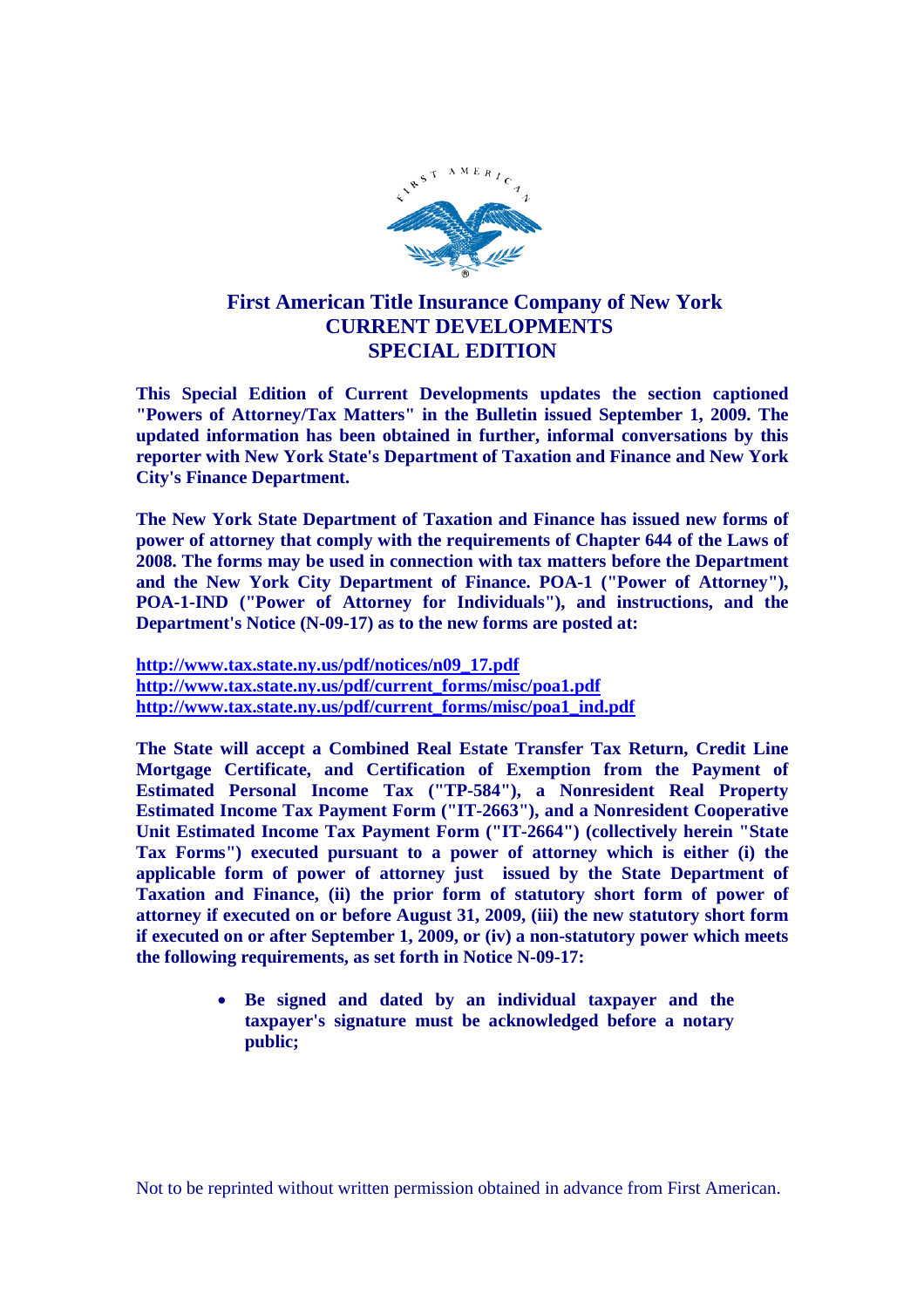# First American Title Insurance Company of New York
## CURRENT DEVELOPMENTS
## SPECIAL EDITION

**This Special Edition of Current Developments updates the section captioned "Powers of Attorney/Tax Matters" in the Bulletin issued September 1, 2009. The updated information has been obtained in further, informal conversations by this reporter with New York State's Department of Taxation and Finance and New York City's Finance Department.**

**The New York State Department of Taxation and Finance has issued new forms of power of attorney that comply with the requirements of Chapter 644 of the Laws of 2008. The forms may be used in connection with tax matters before the Department and the New York City Department of Finance. POA-1 ("Power of Attorney"), POA-1-IND ("Power of Attorney for Individuals"), and instructions, and the Department's Notice (N-09-17) as to the new forms are posted at:**

**http://www.tax.state.ny.us/pdf/notices/n09_17.pdf**
**http://www.tax.state.ny.us/pdf/current_forms/misc/poa1.pdf**
**http://www.tax.state.ny.us/pdf/current_forms/misc/poa1_ind.pdf**

**The State will accept a Combined Real Estate Transfer Tax Return, Credit Line Mortgage Certificate, and Certification of Exemption from the Payment of Estimated Personal Income Tax ("TP-584"), a Nonresident Real Property Estimated Income Tax Payment Form ("IT-2663"), and a Nonresident Cooperative Unit Estimated Income Tax Payment Form ("IT-2664") (collectively herein "State Tax Forms") executed pursuant to a power of attorney which is either (i) the applicable form of power of attorney just issued by the State Department of Taxation and Finance, (ii) the prior form of statutory short form of power of attorney if executed on or before August 31, 2009, (iii) the new statutory short form if executed on or after September 1, 2009, or (iv) a non-statutory power which meets the following requirements, as set forth in Notice N-09-17:**

- **Be signed and dated by an individual taxpayer and the taxpayer's signature must be acknowledged before a notary public;**

Not to be reprinted without written permission obtained in advance from First American.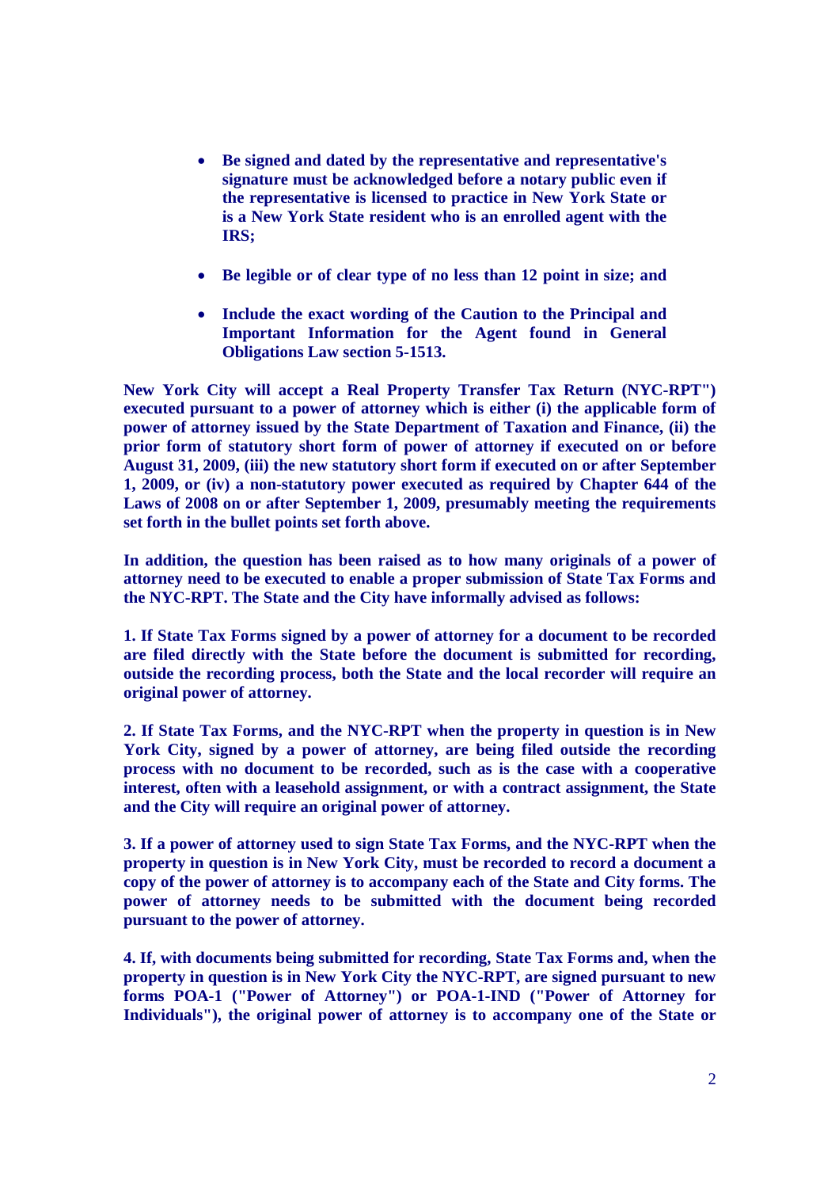- **Be signed and dated by the representative and representative's signature must be acknowledged before a notary public even if the representative is licensed to practice in New York State or is a New York State resident who is an enrolled agent with the IRS;**

- **Be legible or of clear type of no less than 12 point in size; and**

- **Include the exact wording of the Caution to the Principal and Important Information for the Agent found in General Obligations Law section 5-1513.**

**New York City will accept a Real Property Transfer Tax Return (NYC-RPT") executed pursuant to a power of attorney which is either (i) the applicable form of power of attorney issued by the State Department of Taxation and Finance, (ii) the prior form of statutory short form of power of attorney if executed on or before August 31, 2009, (iii) the new statutory short form if executed on or after September 1, 2009, or (iv) a non-statutory power executed as required by Chapter 644 of the Laws of 2008 on or after September 1, 2009, presumably meeting the requirements set forth in the bullet points set forth above.**

**In addition, the question has been raised as to how many originals of a power of attorney need to be executed to enable a proper submission of State Tax Forms and the NYC-RPT. The State and the City have informally advised as follows:**

**1. If State Tax Forms signed by a power of attorney for a document to be recorded are filed directly with the State before the document is submitted for recording, outside the recording process, both the State and the local recorder will require an original power of attorney.**

**2. If State Tax Forms, and the NYC-RPT when the property in question is in New York City, signed by a power of attorney, are being filed outside the recording process with no document to be recorded, such as is the case with a cooperative interest, often with a leasehold assignment, or with a contract assignment, the State and the City will require an original power of attorney.**

**3. If a power of attorney used to sign State Tax Forms, and the NYC-RPT when the property in question is in New York City, must be recorded to record a document a copy of the power of attorney is to accompany each of the State and City forms. The power of attorney needs to be submitted with the document being recorded pursuant to the power of attorney.**

**4. If, with documents being submitted for recording, State Tax Forms and, when the property in question is in New York City the NYC-RPT, are signed pursuant to new forms POA-1 ("Power of Attorney") or POA-1-IND ("Power of Attorney for Individuals"), the original power of attorney is to accompany one of the State or**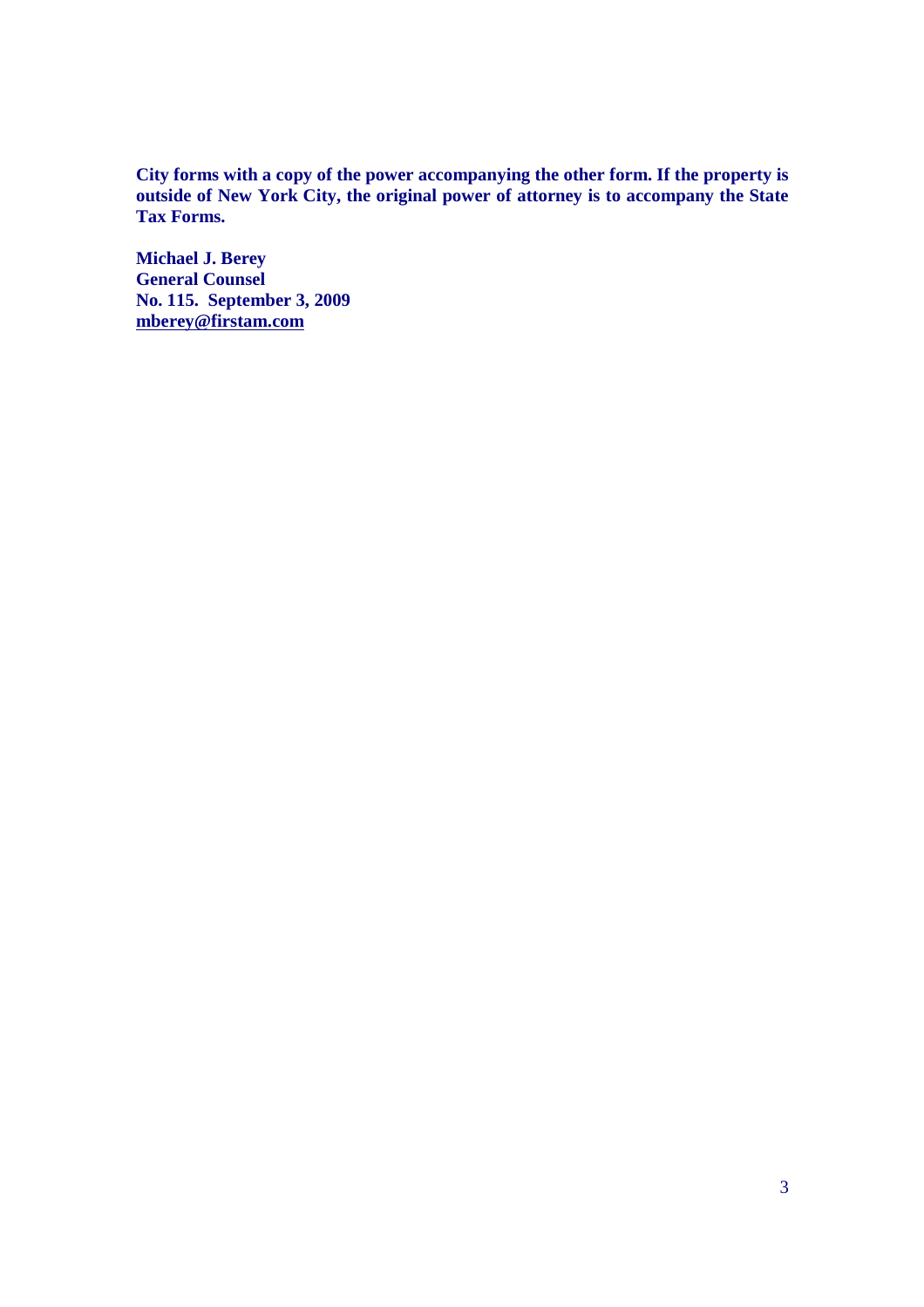**City forms with a copy of the power accompanying the other form. If the property is outside of New York City, the original power of attorney is to accompany the State Tax Forms.**

**Michael J. Berey**
**General Counsel**
**No. 115. September 3, 2009**
**mberey@firstam.com**